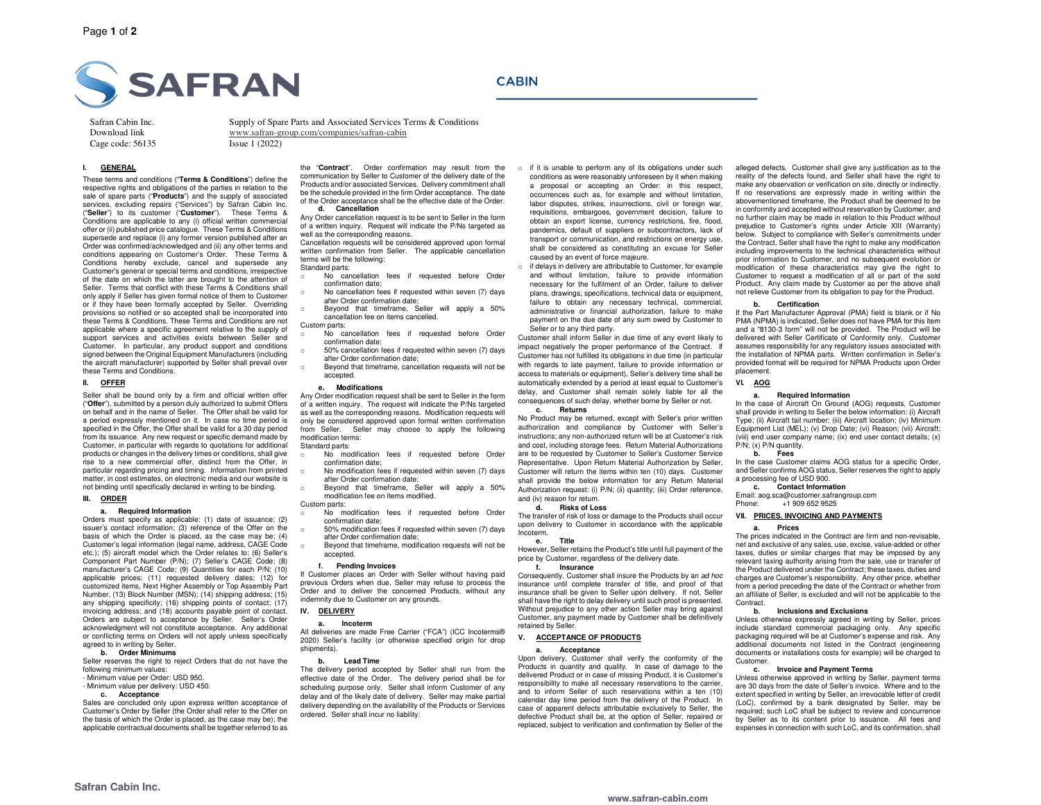Safran Cabin Inc. — Supply of Spare Parts and Associated Services Terms & Conditions

Download link — www.safran-group.com/companies/safran-cabin

Cage code: 56135 — Issue 1 (2022)

## I. GENERAL

These terms and conditions ("**Terms & Conditions**") define the respective rights and obligations of the parties in relation to the sale of spare parts ("**Products**") and the supply of associated services, excluding repairs ("Services") by Safran Cabin Inc. ("**Seller**") to its customer ("**Customer**"). These Terms & Conditions are applicable to any (i) official written commercial offer or (ii) published price catalogue. These Terms & Conditions supersede and replace (i) any former version published after an Order was confirmed/acknowledged and (ii) any other terms and conditions appearing on Customer's Order. These Terms & Conditions hereby exclude, cancel and supersede any Customer's general or special terms and conditions, irrespective of the date on which the latter are brought to the attention of Seller. Terms that conflict with these Terms & Conditions shall only apply if Seller has given formal notice of them to Customer or if they have been formally accepted by Seller. Overriding provisions so notified or so accepted shall be incorporated into these Terms & Conditions. These Terms and Conditions are not applicable where a specific agreement relative to the supply of support services and activities exists between Seller and Customer. In particular, any product support and conditions signed between the Original Equipment Manufacturers (including the aircraft manufacturer) supported by Seller shall prevail over these Terms and Conditions.

## II. OFFER

Seller shall be bound only by a firm and official written offer ("**Offer**"), submitted by a person duly authorized to submit Offers on behalf and in the name of Seller. The Offer shall be valid for a period expressly mentioned on it. In case no time period is specified in the Offer, the Offer shall be valid for a 30 day period from its issuance. Any new request or specific demand made by Customer, in particular with regards to quotations for additional products or changes in the delivery times or conditions, shall give rise to a new commercial offer, distinct from the Offer, in particular regarding pricing and timing. Information from printed matter, in cost estimates, on electronic media and our website is not binding until specifically declared in writing to be binding.

## III. ORDER

### a. Required Information

Orders must specify as applicable: (1) date of issuance; (2) issuer's contact information; (3) reference of the Offer on the basis of which the Order is placed, as the case may be; (4) Customer's legal information (legal name, address, CAGE Code etc.); (5) aircraft model which the Order relates to; (6) Seller's Component Part Number (P/N); (7) Seller's CAGE Code; (8) manufacturer's CAGE Code; (9) Quantities for each P/N; (10) applicable prices; (11) requested delivery dates; (12) for customized items, Next Higher Assembly or Top Assembly Part Number, (13) Block Number (MSN); (14) shipping address; (15) any shipping specificity; (16) shipping points of contact; (17) invoicing address; and (18) accounts payable point of contact. Orders are subject to acceptance by Seller. Seller's Order acknowledgement will not constitute acceptance. Any additional or conflicting terms on Orders will not apply unless specifically agreed to in writing by Seller.

### b. Order Minimums

Seller reserves the right to reject Orders that do not have the following minimum values:

- Minimum value per Order: USD 950.
- Minimum value per delivery: USD 450.

### c. Acceptance

Sales are concluded only upon express written acceptance of Customer's Order by Seller (the Order shall refer to the Offer on the basis of which the Order is placed, as the case may be); the applicable contractual documents shall be together referred to as the "**Contract**". Order confirmation may result from the communication by Seller to Customer of the delivery date of the Products and/or associated Services. Delivery commitment shall be the schedule provided in the firm Order acceptance. The date of the Order acceptance shall be the effective date of the Order.

### d. Cancellation

Any Order cancellation request is to be sent to Seller in the form of a written inquiry. Request will indicate the P/Ns targeted as well as the corresponding reasons.

Cancellation requests will be considered approved upon formal written confirmation from Seller. The applicable cancellation terms will be the following:

Standard parts:

- No cancellation fees if requested before Order confirmation date;
- No cancellation fees if requested within seven (7) days after Order confirmation date;
- Beyond that timeframe, Seller will apply a 50% cancellation fee on items cancelled.

Custom parts:

- No cancellation fees if requested before Order confirmation date;
- 50% cancellation fees if requested within seven (7) days after Order confirmation date;
- Beyond that timeframe, cancellation requests will not be accepted.

### e. Modifications

Any Order modification request shall be sent to Seller in the form of a written inquiry. The request will indicate the P/Ns targeted as well as the corresponding reasons. Modification requests will only be considered approved upon formal written confirmation from Seller. Seller may choose to apply the following modification terms:

Standard parts:

- No modification fees if requested before Order confirmation date;
- No modification fees if requested within seven (7) days after Order confirmation date;
- Beyond that timeframe, Seller will apply a 50% modification fee on items modified.

Custom parts:

- No modification fees if requested before Order confirmation date;
- 50% modification fees if requested within seven (7) days after Order confirmation date;
- Beyond that timeframe, modification requests will not be accepted.

### f. Pending Invoices

If Customer places an Order with Seller without having paid previous Orders when due, Seller may refuse to process the Order and to deliver the concerned Products, without any indemnity due to Customer on any grounds.

## IV. DELIVERY

### a. Incoterm

All deliveries are made Free Carrier ("FCA") (ICC Incoterms® 2020) Seller's facility (or otherwise specified origin for drop shipments).

### b. Lead Time

The delivery period accepted by Seller shall run from the effective date of the Order. The delivery period shall be for scheduling purpose only. Seller shall inform Customer of any delay and of the likely date of delivery. Seller may make partial delivery depending on the availability of the Products or Services ordered. Seller shall incur no liability:

- if it is unable to perform any of its obligations under such conditions as were reasonably unforeseen by it when making a proposal or accepting an Order: in this respect, occurrences such as, for example and without limitation, labor disputes, strikes, insurrections, civil or foreign war, requisitions, embargoes, government decision, failure to obtain an export license, currency restrictions, fire, flood, pandemics, default of suppliers or subcontractors, lack of transport or communication, and restrictions on energy use, shall be considered as constituting an excuse for Seller caused by an event of force majeure.
- if delays in delivery are attributable to Customer, for example and without limitation, failure to provide information necessary for the fulfilment of an Order, failure to deliver plans, drawings, specifications, technical data or equipment, failure to obtain any necessary technical, commercial, administrative or financial authorization, failure to make payment on the due date of any sum owed by Customer to Seller or to any third party.

Customer shall inform Seller in due time of any event likely to impact negatively the proper performance of the Contract. If Customer has not fulfilled its obligations in due time (in particular with regards to late payment, failure to provide information or access to materials or equipment), Seller's delivery time shall be automatically extended by a period at least equal to Customer's delay, and Customer shall remain solely liable for all the consequences of such delay, whether borne by Seller or not.

### c. Returns

No Product may be returned, except with Seller's prior written authorization and compliance by Customer with Seller's instructions; any non-authorized return will be at Customer's risk and cost, including storage fees. Return Material Authorizations are to be requested by Customer to Seller's Customer Service Representative. Upon Return Material Authorization by Seller, Customer will return the items within ten (10) days. Customer shall provide the below information for any Return Material Authorization request: (i) P/N; (ii) quantity; (iii) Order reference, and (iv) reason for return.

### d. Risks of Loss

The transfer of risk of loss or damage to the Products shall occur upon delivery to Customer in accordance with the applicable Incoterm.

### e. Title

However, Seller retains the Product's title until full payment of the price by Customer, regardless of the delivery date.

### f. Insurance

Consequently, Customer shall insure the Products by an *ad hoc* insurance until complete transfer of title, and proof of that insurance shall be given to Seller upon delivery. If not, Seller shall have the right to delay delivery until such proof is presented. Without prejudice to any other action Seller may bring against Customer, any payment made by Customer shall be definitively retained by Seller.

## V. ACCEPTANCE OF PRODUCTS

### a. Acceptance

Upon delivery, Customer shall verify the conformity of the Products in quantity and quality. In case of damage to the delivered Product or in case of missing Product, it is Customer's responsibility to make all necessary reservations to the carrier, and to inform Seller of such reservations within a ten (10) calendar day time period from the delivery of the Product. In case of apparent defects attributable exclusively to Seller, the defective Product shall be, at the option of Seller, repaired or replaced, subject to verification and confirmation by Seller of the alleged defects. Customer shall give any justification as to the reality of the defects found, and Seller shall have the right to make any observation or verification on site, directly or indirectly. If no reservations are expressly made in writing within the abovementioned timeframe, the Product shall be deemed to be in conformity and accepted without reservation by Customer, and no further claim may be made in relation to this Product without prejudice to Customer's rights under Article XIII (Warranty) below. Subject to compliance with Seller's commitments under the Contract, Seller shall have the right to make any modification including improvements to the technical characteristics without prior information to Customer, and no subsequent evolution or modification of these characteristics may give the right to Customer to request a modification of all or part of the sold Product. Any claim made by Customer as per the above shall not relieve Customer from its obligation to pay for the Product.

### b. Certification

If the Part Manufacturer Approval (PMA) field is blank or if No PMA (NPMA) is indicated, Seller does not have PMA for this item and a "8130-3 form" will not be provided. The Product will be delivered with Seller Certificate of Conformity only. Customer assumes responsibility for any regulatory issues associated with the installation of NPMA parts. Written confirmation in Seller's provided format will be required for NPMA Products upon Order placement.

## VI. AOG

### a. Required Information

In the case of Aircraft On Ground (AOG) requests, Customer shall provide in writing to Seller the below information: (i) Aircraft Type; (ii) Aircraft tail number; (iii) Aircraft location; (iv) Minimum Equipment List (MEL); (v) Drop Date; (vi) Reason; (vii) Aircraft; (viii) end user company name; (ix) end user contact details; (x) P/N; (x) P/N quantity.

### b. Fees

In the case Customer claims AOG status for a specific Order, and Seller confirms AOG status, Seller reserves the right to apply a processing fee of USD 900.

### c. Contact Information

Email: aog.sca@customer.safrangroup.com

Phone: +1 909 652 9525

## VII. PRICES, INVOICING AND PAYMENTS

### a. Prices

The prices indicated in the Contract are firm and non-revisable, net and exclusive of any sales, use, excise, value-added or other taxes, duties or similar charges that may be imposed by any relevant taxing authority arising from the sale, use or transfer of the Product delivered under the Contract; these taxes, duties and charges are Customer's responsibility. Any other price, whether from a period preceding the date of the Contract or whether from an affiliate of Seller, is excluded and will not be applicable to the Contract.

### b. Inclusions and Exclusions

Unless otherwise expressly agreed in writing by Seller, prices include standard commercial packaging only. Any specific packaging required will be at Customer's expense and risk. Any additional documents not listed in the Contract (engineering documents or installations costs for example) will be charged to Customer.

### c. Invoice and Payment Terms

Unless otherwise approved in writing by Seller, payment terms are 30 days from the date of Seller's invoice. Where and to the extent specified in writing by Seller, an irrevocable letter of credit (LoC), confirmed by a bank designated by Seller, may be required; such LoC shall be subject to review and concurrence by Seller as to its content prior to issuance. All fees and expenses in connection with such LoC, and its confirmation, shall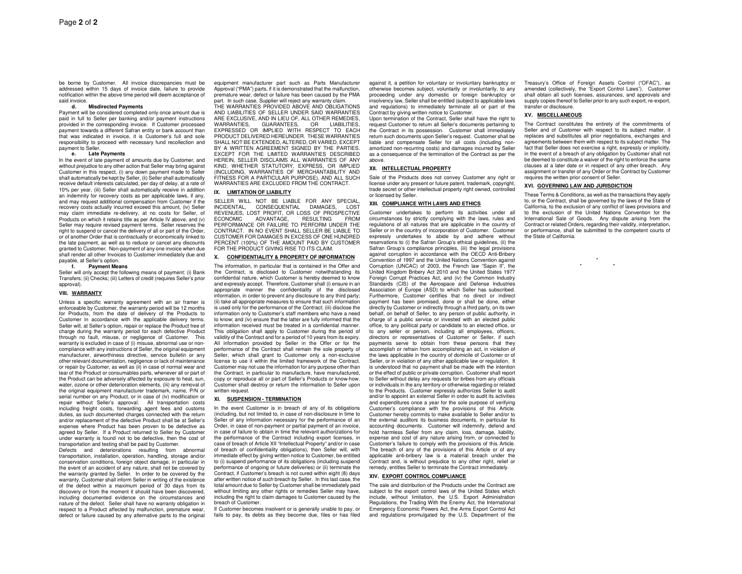be borne by Customer. All invoice discrepancies must be addressed within 15 days of invoice date, failure to provide notification within the above time period will deem acceptance of said invoice.

**d. Misdirected Payments**

Payment will be considered completed only once amount due is paid in full to Seller per banking and/or payment instructions provided in the corresponding invoice. If Customer processed payment towards a different Safran entity or bank account than that was indicated in invoice, it is Customer's full and sole responsibility to proceed with necessary fund recollection and payment to Seller.

**e. Late Payments**

In the event of late payment of amounts due by Customer, and without prejudice to any other action that Seller may bring against Customer in this respect, (i) any down payment made to Seller shall automatically be kept by Seller, (ii) Seller shall automatically receive default interests calculated, per day of delay, at a rate of 10% per year, (iii) Seller shall automatically receive in addition an indemnity for recovery costs as per applicable laws, if any, and may request additional compensation from Customer if the recovery costs actually incurred exceed this amount, (iv) Seller may claim immediate re-delivery, at no costs for Seller, of Products on which it retains title as per Article IV above, and (v) Seller may require revised payment terms. Seller reserves the right to suspend or cancel the delivery of all or part of the Order, or of another Order that is contractually or economically linked to the late payment, as well as to reduce or cancel any discounts granted to Customer. Non-payment of any one invoice when due shall render all other Invoices to Customer immediately due and payable, at Seller's option.

**f. Payment Means**

Seller will only accept the following means of payment: (i) Bank Transfers; (ii) Checks; (iii) Letters of credit (requires Seller's prior approval).

## VIII. WARRANTY

Unless a specific warranty agreement with an air framer is enforceable by Customer, the warranty period will be 12 months for Products, from the date of delivery of the Products to Customer in accordance with the applicable delivery terms. Seller will, at Seller's option, repair or replace the Product free of charge during the warranty period for each defective Product through no fault, misuse, or negligence of Customer. This warranty is excluded in case of (i) misuse, abnormal use or non-compliance with any instructions of Seller, the original equipment manufacturer, airworthiness directive, service bulletin or any other relevant documentation, negligence or lack of maintenance or repair by Customer, as well as (ii) in case of normal wear and tear of the Product or consumables parts, whenever all or part of the Product can be adversely affected by exposure to heat, sun, water, ozone or other deterioration elements, (iii) any removal of the original equipment manufacturer trademark, name, P/N or serial number on any Product, or in case of (iv) modification or repair without Seller's approval. All transportation costs including freight costs, forwarding agent fees and customs duties, as such documented charges connected with the return and/or replacement of the defective Product shall be at Seller's expense where Product has been proven to be defective as agreed by Seller. If a Product returned to Seller by Customer under warranty is found not to be defective, then the cost of transportation and testing shall be paid by Customer.

Defects and deteriorations resulting from abnormal transportation, installation, operation, handling, storage and/or conservation conditions, foreign object damage, in particular in the event of an accident of any nature, shall not be covered by the warranty granted by Seller. In order to be covered by the warranty, Customer shall inform Seller in writing of the existence of the defect within a maximum period of 30 days from its discovery or from the moment it should have been discovered, including documented evidence on the circumstances and nature of the defect. Seller shall have no warranty obligation in respect to a Product affected by malfunction, premature wear, defect or failure caused by any alternative parts to the original equipment manufacturer part such as Parts Manufacturer Approval ("PMA") parts, if it is demonstrated that the malfunction, premature wear, defect or failure has been caused by the PMA part. In such case, Supplier will reject any warranty claim.

THE WARRANTIES PROVIDED ABOVE AND OBLIGATIONS AND LIABILITIES OF SELLER UNDER SAID WARRANTIES ARE EXCLUSIVE, AND IN LIEU OF, ALL OTHER REMEDIES, WARRANTIES, GUARANTEES, OR LIABILITIES, EXPRESSED OR IMPLIED WITH RESPECT TO EACH PRODUCT DELIVERED HEREUNDER. THESE WARRANTIES SHALL NOT BE EXTENDED, ALTERED, OR VARIED, EXCEPT BY A WRITTEN AGREEMENT SIGNED BY THE PARTIES. EXCEPT FOR THE LIMITED WARRANTIES DESCRIBED HEREIN, SELLER DISCLAIMS ALL WARRANTIES OF ANY KIND, WHETHER STATUTORY, EXPRESS, OR IMPLIED (INCLUDING, WARRANTIES OF MERCHANTABILITY AND FITNESS FOR A PARTICULAR PURPOSE), AND ALL SUCH WARRANTIES ARE EXCLUDED FROM THE CONTRACT.

## IX. LIMITATION OF LIABILITY

SELLER WILL NOT BE LIABLE FOR ANY SPECIAL, INCIDENTAL, CONSEQUENTIAL DAMAGES, LOST REVENUES, LOST PROFIT, OR LOSS OF PROSPECTIVE ECONOMIC ADVANTAGE, RESULTING FROM PERFORMANCE OR FAILURE TO PERFORM UNDER THE CONTRACT. IN NO EVENT SHALL SELLER BE LIABLE TO CUSTOMER FOR DAMAGES IN EXCESS OF ONE HUNDRED PERCENT (100%) OF THE AMOUNT PAID BY CUSTOMER FOR THE PRODUCT GIVING RISE TO ITS CLAIM.

## X. CONFIDENTIALITY & PROPERTY OF INFORMATION

The information, in particular that is contained in the Offer and the Contract, is disclosed to Customer notwithstanding its confidential nature, which Customer is hereby deemed to know and expressly accept. Therefore, Customer shall (i) ensure in an appropriate manner the confidentiality of the disclosed information, in order to prevent any disclosure to any third party; (ii) take all appropriate measures to ensure that such information is used only for the performance of the Contract; (iii) disclose the information only to Customer's staff members who have a need to know; and (iv) ensure that the latter are fully informed that the information received must be treated in a confidential manner. This obligation shall apply to Customer during the period of validity of the Contract and for a period of 10 years from its expiry. All information provided by Seller in the Offer or for the performance of the Contract shall remain the sole property of Seller, which shall grant to Customer only a non-exclusive license to use it within the limited framework of the Contract. Customer may not use the information for any purpose other than the Contract, in particular to manufacture, have manufactured, copy or reproduce all or part of Seller's Products or know-how. Customer shall destroy or return the information to Seller upon written request.

## XI. SUSPENSION - TERMINATION

In the event Customer is in breach of any of its obligations (including, but not limited to, in case of non-disclosure in time to Seller of any information necessary for the performance of an Order, in case of non-payment or partial payment of an invoice, in case of failure to obtain in time the relevant authorizations for the performance of the Contract including export licenses, in case of breach of Article XII "Intellectual Property" and/or in case of breach of confidentiality obligations), then Seller will, with immediate effect by giving written notice to Customer, be entitled to (i) suspend performance of its obligations (including suspend performance of ongoing or future deliveries) or (ii) terminate the Contract, if Customer's breach is not cured within eight (8) days after written notice of such breach by Seller. In this last case, the total amount due to Seller by Customer shall be immediately paid without limiting any other rights or remedies Seller may have, including the right to claim damages to Customer caused by the breach of Customer.

If Customer becomes insolvent or is generally unable to pay, or fails to pay, its debts as they become due, files or has filed against it, a petition for voluntary or involuntary bankruptcy or otherwise becomes subject, voluntarily or involuntarily, to any proceeding under any domestic or foreign bankruptcy or insolvency law, Seller shall be entitled (subject to applicable laws and regulations) to immediately terminate all or part of the Contract by giving written notice to Customer.

Upon termination of the Contract, Seller shall have the right to request Customer to return all Seller's documents pertaining to the Contract in its possession. Customer shall immediately return such documents upon Seller's request. Customer shall be liable and compensate Seller for all costs (including non-amortized non-recurring costs) and damages incurred by Seller as a consequence of the termination of the Contract as per the above.

## XII. INTELLECTUAL PROPERTY

Sale of the Products does not convey Customer any right or license under any present or future patent, trademark, copyright, trade secret or other intellectual property right owned, controlled or licensed by Seller.

## XIII. COMPLIANCE WITH LAWS AND ETHICS

Customer undertakes to perform its activities under all circumstances by strictly complying with the laws, rules and regulations of all natures that are applicable in the country of Seller or in the country of incorporation of Customer. Customer expressly undertakes to abide by and adhere without reservations to (i) the Safran Group's ethical guidelines, (ii) the Safran Group's compliance principles, (iii) the legal provisions against corruption in accordance with the OECD Anti-Bribery Convention of 1997 and the United Nations Convention against Corruption (UNCAC) of 2003, the French law "Sapin II", the United Kingdom Bribery Act 2010 and the United States 1977 Foreign Corrupt Practices Act, and (iv) the Common Industry Standards (CIS) of the Aerospace and Defense Industries Association of Europe (ASD) to which Seller has subscribed. Furthermore, Customer certifies that no direct or indirect payment has been promised, done or shall be done, either directly by Customer or indirectly through a third party, on its own behalf, on behalf of Seller, to any person of public authority, in charge of a public service or invested with an elected public office, to any political party or candidate to an elected office, or to any seller or person, including all employees, officers, directors or representatives of Customer or Seller, if such payments serve to obtain from these persons that they accomplish or refrain from accomplishing an act, in violation of the laws applicable in the country of domicile of Customer or of Seller, or in violation of any other applicable law or regulation. It is understood that no payment shall be made with the intention or the effect of public or private corruption. Customer shall report to Seller without delay any requests for bribes from any officials or individuals in the any territory or otherwise regarding or related to the Products. Customer expressly authorizes Seller to audit and/or to appoint an external Seller in order to audit its activities and expenditures once a year for the sole purpose of verifying Customer's compliance with the provisions of this Article. Customer hereby commits to make available to Seller and/or to the external auditors its business documents, in particular its accounting documents. Customer will indemnify, defend and hold harmless Seller from any claim, loss, damage, liability, expense and cost of any nature arising from, or connected to Customer's failure to comply with the provisions of this Article. The breach of any of the provisions of this Article or of any applicable anti-bribery law is a material breach under the Contract and, is without prejudice to any other right, relief or remedy, entitles Seller to terminate the Contract immediately.

## XIV. EXPORT CONTROL COMPLIANCE

The sale and distribution of the Products under the Contract are subject to the export control laws of the United States which include, without limitation, the U.S. Export Administration Regulations, the Trading With the Enemy Act, the International Emergency Economic Powers Act, the Arms Export Control Act and regulations promulgated by the U.S. Department of the Treasury's Office of Foreign Assets Control ("OFAC"), as amended (collectively, the "Export Control Laws"). Customer shall obtain all such licenses, assurances, and approvals and supply copies thereof to Seller prior to any such export, re-export, transfer or disclosure.

## XV. MISCELLANEOUS

The Contract constitutes the entirety of the commitments of Seller and of Customer with respect to its subject matter, it replaces and substitutes all prior negotiations, exchanges and agreements between them with respect to its subject matter. The fact that Seller does not exercise a right, expressly or implicitly, in the event of a breach of any obligation by Customer shall not be deemed to constitute a waiver of the right to enforce the same clauses at a later date or in respect of any other breach. Any assignment or transfer of any Order or the Contract by Customer requires the written prior consent of Seller.

## XVI. GOVERNING LAW AND JURISDICTION

These Terms & Conditions, as well as the transactions they apply to, or the Contract, shall be governed by the laws of the State of California, to the exclusion of any conflict of laws provisions and to the exclusion of the United Nations Convention for the International Sale of Goods. Any dispute arising from the Contract or related Orders, regarding their validity, interpretation, or performance, shall be submitted to the competent courts of the State of California.

\*

\* \*